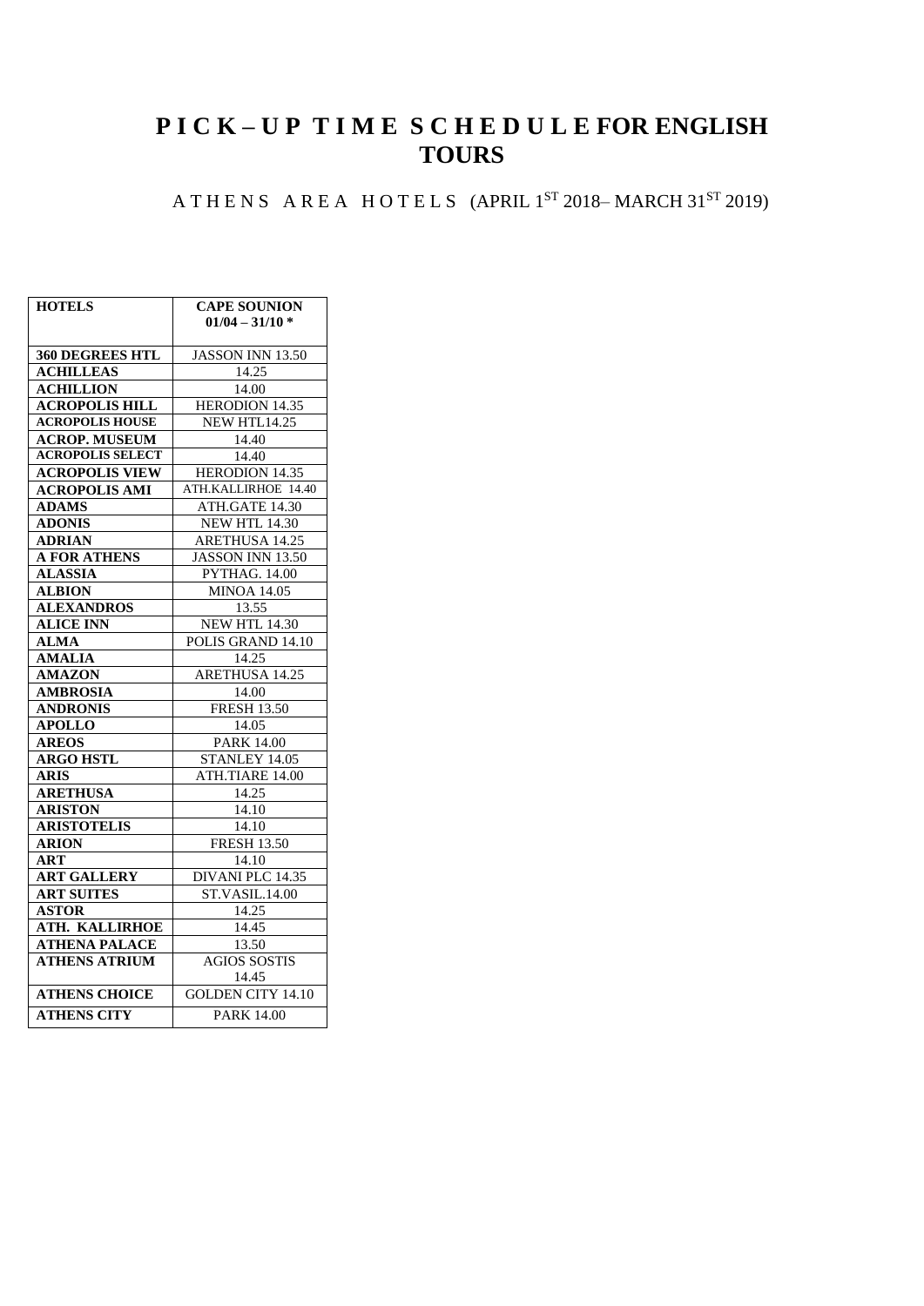# PICK – UP TIME SCHEDULE FOR ENGLISH TOURS

ATHENS AREA HOTELS (APRIL 1ST 2018– MARCH 31ST 2019)

| HOTELS | CAPE SOUNION 01/04 – 31/10 * |
|---|---|
| 360 DEGREES HTL | JASSON INN 13.50 |
| ACHILLEAS | 14.25 |
| ACHILLION | 14.00 |
| ACROPOLIS HILL | HERODION 14.35 |
| ACROPOLIS HOUSE | NEW HTL14.25 |
| ACROP. MUSEUM | 14.40 |
| ACROPOLIS SELECT | 14.40 |
| ACROPOLIS VIEW | HERODION 14.35 |
| ACROPOLIS AMI | ATH.KALLIRHOE 14.40 |
| ADAMS | ATH.GATE 14.30 |
| ADONIS | NEW HTL 14.30 |
| ADRIAN | ARETHUSA 14.25 |
| A FOR ATHENS | JASSON INN 13.50 |
| ALASSIA | PYTHAG. 14.00 |
| ALBION | MINOA 14.05 |
| ALEXANDROS | 13.55 |
| ALICE INN | NEW HTL 14.30 |
| ALMA | POLIS GRAND 14.10 |
| AMALIA | 14.25 |
| AMAZON | ARETHUSA 14.25 |
| AMBROSIA | 14.00 |
| ANDRONIS | FRESH 13.50 |
| APOLLO | 14.05 |
| AREOS | PARK 14.00 |
| ARGO HSTL | STANLEY 14.05 |
| ARIS | ATH.TIARE 14.00 |
| ARETHUSA | 14.25 |
| ARISTON | 14.10 |
| ARISTOTELIS | 14.10 |
| ARION | FRESH 13.50 |
| ART | 14.10 |
| ART GALLERY | DIVANI PLC 14.35 |
| ART SUITES | ST.VASIL.14.00 |
| ASTOR | 14.25 |
| ATH. KALLIRHOE | 14.45 |
| ATHENA PALACE | 13.50 |
| ATHENS ATRIUM | AGIOS SOSTIS 14.45 |
| ATHENS CHOICE | GOLDEN CITY 14.10 |
| ATHENS CITY | PARK 14.00 |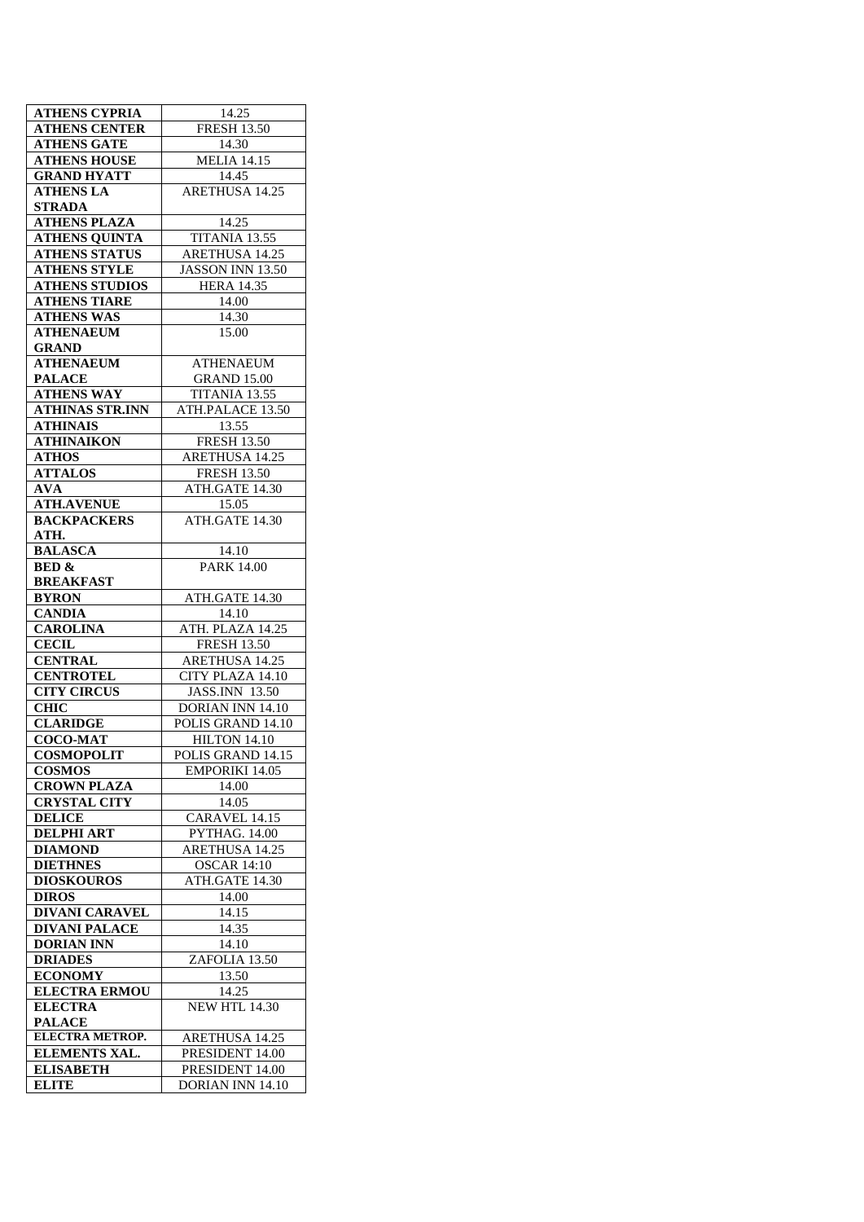| | |
|---|---|
| **ATHENS CYPRIA** | 14.25 |
| **ATHENS CENTER** | FRESH 13.50 |
| **ATHENS GATE** | 14.30 |
| **ATHENS HOUSE** | MELIA 14.15 |
| **GRAND HYATT** | 14.45 |
| **ATHENS LA STRADA** | ARETHUSA 14.25 |
| **ATHENS PLAZA** | 14.25 |
| **ATHENS QUINTA** | TITANIA 13.55 |
| **ATHENS STATUS** | ARETHUSA 14.25 |
| **ATHENS STYLE** | JASSON INN 13.50 |
| **ATHENS STUDIOS** | HERA 14.35 |
| **ATHENS TIARE** | 14.00 |
| **ATHENS WAS** | 14.30 |
| **ATHENAEUM GRAND** | 15.00 |
| **ATHENAEUM PALACE** | ATHENAEUM GRAND 15.00 |
| **ATHENS WAY** | TITANIA 13.55 |
| **ATHINAS STR.INN** | ATH.PALACE 13.50 |
| **ATHINAIS** | 13.55 |
| **ATHINAIKON** | FRESH 13.50 |
| **ATHOS** | ARETHUSA 14.25 |
| **ATTALOS** | FRESH 13.50 |
| **AVA** | ATH.GATE 14.30 |
| **ATH.AVENUE** | 15.05 |
| **BACKPACKERS ATH.** | ATH.GATE 14.30 |
| **BALASCA** | 14.10 |
| **BED & BREAKFAST** | PARK 14.00 |
| **BYRON** | ATH.GATE 14.30 |
| **CANDIA** | 14.10 |
| **CAROLINA** | ATH. PLAZA 14.25 |
| **CECIL** | FRESH 13.50 |
| **CENTRAL** | ARETHUSA 14.25 |
| **CENTROTEL** | CITY PLAZA 14.10 |
| **CITY CIRCUS** | JASS.INN 13.50 |
| **CHIC** | DORIAN INN 14.10 |
| **CLARIDGE** | POLIS GRAND 14.10 |
| **COCO-MAT** | HILTON 14.10 |
| **COSMOPOLIT** | POLIS GRAND 14.15 |
| **COSMOS** | EMPORIKI 14.05 |
| **CROWN PLAZA** | 14.00 |
| **CRYSTAL CITY** | 14.05 |
| **DELICE** | CARAVEL 14.15 |
| **DELPHI ART** | PYTHAG. 14.00 |
| **DIAMOND** | ARETHUSA 14.25 |
| **DIETHNES** | OSCAR 14:10 |
| **DIOSKOUROS** | ATH.GATE 14.30 |
| **DIROS** | 14.00 |
| **DIVANI CARAVEL** | 14.15 |
| **DIVANI PALACE** | 14.35 |
| **DORIAN INN** | 14.10 |
| **DRIADES** | ZAFOLIA 13.50 |
| **ECONOMY** | 13.50 |
| **ELECTRA ERMOU** | 14.25 |
| **ELECTRA PALACE** | NEW HTL 14.30 |
| **ELECTRA METROP.** | ARETHUSA 14.25 |
| **ELEMENTS XAL.** | PRESIDENT 14.00 |
| **ELISABETH** | PRESIDENT 14.00 |
| **ELITE** | DORIAN INN 14.10 |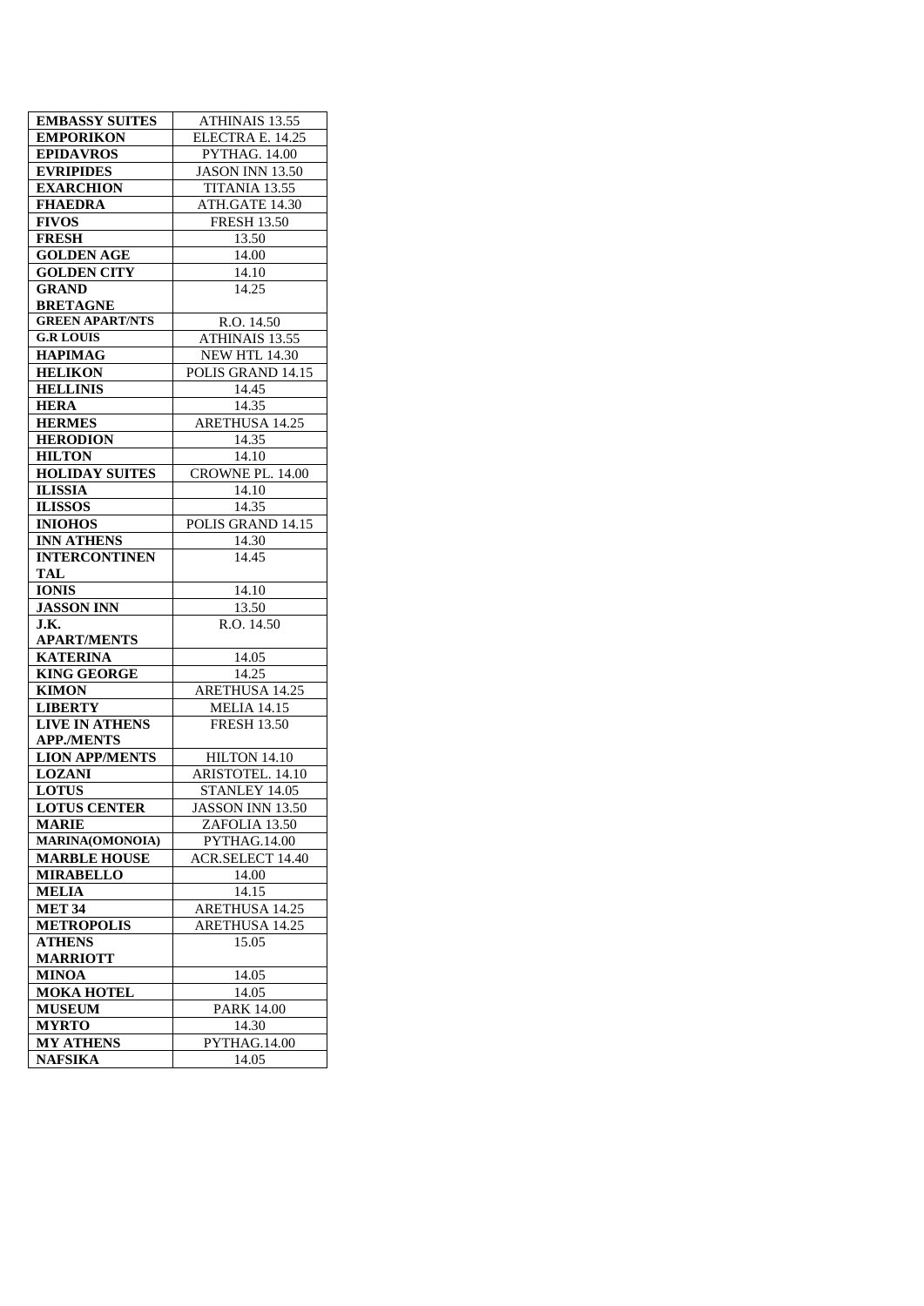| EMBASSY SUITES | ATHINAIS 13.55 |
|---|---|
| EMPORIKON | ELECTRA E. 14.25 |
| EPIDAVROS | PYTHAG. 14.00 |
| EVRIPIDES | JASON INN 13.50 |
| EXARCHION | TITANIA 13.55 |
| FHAEDRA | ATH.GATE 14.30 |
| FIVOS | FRESH 13.50 |
| FRESH | 13.50 |
| GOLDEN AGE | 14.00 |
| GOLDEN CITY | 14.10 |
| GRAND BRETAGNE | 14.25 |
| GREEN APART/NTS | R.O. 14.50 |
| G.R LOUIS | ATHINAIS 13.55 |
| HAPIMAG | NEW HTL 14.30 |
| HELIKON | POLIS GRAND 14.15 |
| HELLINIS | 14.45 |
| HERA | 14.35 |
| HERMES | ARETHUSA 14.25 |
| HERODION | 14.35 |
| HILTON | 14.10 |
| HOLIDAY SUITES | CROWNE PL. 14.00 |
| ILISSIA | 14.10 |
| ILISSOS | 14.35 |
| INIOHOS | POLIS GRAND 14.15 |
| INN ATHENS | 14.30 |
| INTERCONTINENTAL | 14.45 |
| IONIS | 14.10 |
| JASSON INN | 13.50 |
| J.K. APART/MENTS | R.O. 14.50 |
| KATERINA | 14.05 |
| KING GEORGE | 14.25 |
| KIMON | ARETHUSA 14.25 |
| LIBERTY | MELIA 14.15 |
| LIVE IN ATHENS APP./MENTS | FRESH 13.50 |
| LION APP/MENTS | HILTON 14.10 |
| LOZANI | ARISTOTEL. 14.10 |
| LOTUS | STANLEY 14.05 |
| LOTUS CENTER | JASSON INN 13.50 |
| MARIE | ZAFOLIA 13.50 |
| MARINA(OMONOIA) | PYTHAG.14.00 |
| MARBLE HOUSE | ACR.SELECT 14.40 |
| MIRABELLO | 14.00 |
| MELIA | 14.15 |
| MET 34 | ARETHUSA 14.25 |
| METROPOLIS | ARETHUSA 14.25 |
| ATHENS MARRIOTT | 15.05 |
| MINOA | 14.05 |
| MOKA HOTEL | 14.05 |
| MUSEUM | PARK 14.00 |
| MYRTO | 14.30 |
| MY ATHENS | PYTHAG.14.00 |
| NAFSIKA | 14.05 |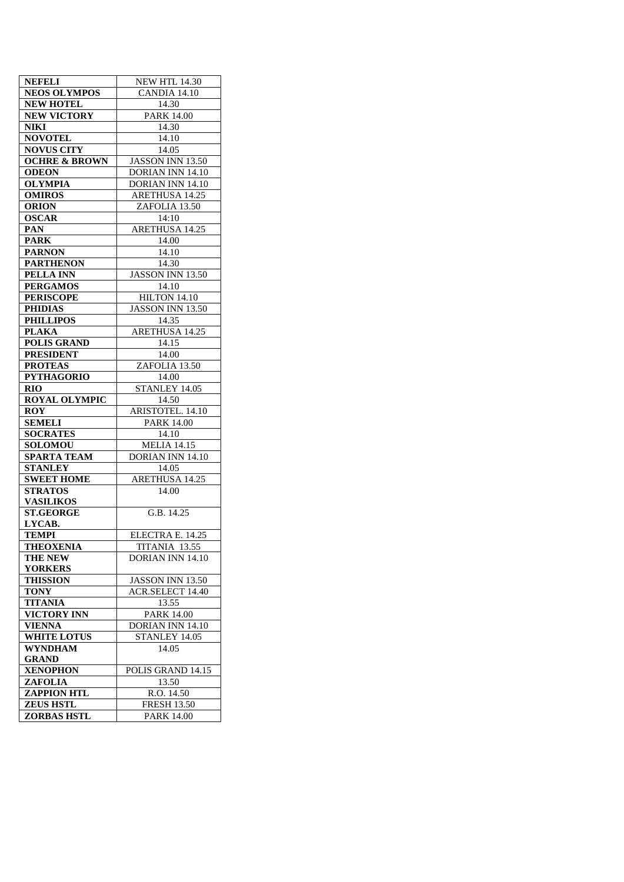| NEFELI | NEW HTL 14.30 |
|---|---|
| NEOS OLYMPOS | CANDIA 14.10 |
| NEW HOTEL | 14.30 |
| NEW VICTORY | PARK 14.00 |
| NIKI | 14.30 |
| NOVOTEL | 14.10 |
| NOVUS CITY | 14.05 |
| OCHRE & BROWN | JASSON INN 13.50 |
| ODEON | DORIAN INN 14.10 |
| OLYMPIA | DORIAN INN 14.10 |
| OMIROS | ARETHUSA 14.25 |
| ORION | ZAFOLIA 13.50 |
| OSCAR | 14:10 |
| PAN | ARETHUSA 14.25 |
| PARK | 14.00 |
| PARNON | 14.10 |
| PARTHENON | 14.30 |
| PELLA INN | JASSON INN 13.50 |
| PERGAMOS | 14.10 |
| PERISCOPE | HILTON 14.10 |
| PHIDIAS | JASSON INN 13.50 |
| PHILLIPOS | 14.35 |
| PLAKA | ARETHUSA 14.25 |
| POLIS GRAND | 14.15 |
| PRESIDENT | 14.00 |
| PROTEAS | ZAFOLIA 13.50 |
| PYTHAGORIO | 14.00 |
| RIO | STANLEY 14.05 |
| ROYAL OLYMPIC | 14.50 |
| ROY | ARISTOTEL. 14.10 |
| SEMELI | PARK 14.00 |
| SOCRATES | 14.10 |
| SOLOMOU | MELIA 14.15 |
| SPARTA TEAM | DORIAN INN 14.10 |
| STANLEY | 14.05 |
| SWEET HOME | ARETHUSA 14.25 |
| STRATOS VASILIKOS | 14.00 |
| ST.GEORGE LYCAB. | G.B. 14.25 |
| TEMPI | ELECTRA E. 14.25 |
| THEOXENIA | TITANIA 13.55 |
| THE NEW YORKERS | DORIAN INN 14.10 |
| THISSION | JASSON INN 13.50 |
| TONY | ACR.SELECT 14.40 |
| TITANIA | 13.55 |
| VICTORY INN | PARK 14.00 |
| VIENNA | DORIAN INN 14.10 |
| WHITE LOTUS | STANLEY 14.05 |
| WYNDHAM GRAND | 14.05 |
| XENOPHON | POLIS GRAND 14.15 |
| ZAFOLIA | 13.50 |
| ZAPPION HTL | R.O. 14.50 |
| ZEUS HSTL | FRESH 13.50 |
| ZORBAS HSTL | PARK 14.00 |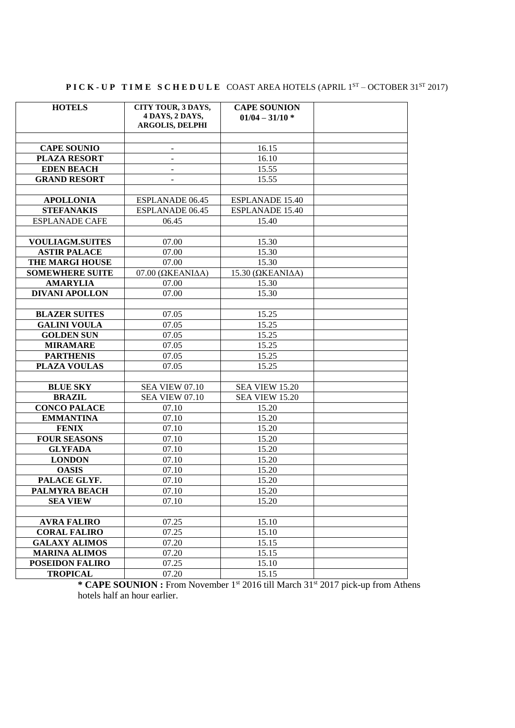**PICK-UP TIME SCHEDULE** COAST AREA HOTELS (APRIL 1ST – OCTOBER 31ST 2017)

| HOTELS | CITY TOUR, 3 DAYS, 4 DAYS, 2 DAYS, ARGOLIS, DELPHI | CAPE SOUNION 01/04 – 31/10 * | |
|---|---|---|---|
| | | | |
| **CAPE SOUNIO** | - | 16.15 | |
| **PLAZA RESORT** | - | 16.10 | |
| **EDEN BEACH** | - | 15.55 | |
| **GRAND RESORT** | - | 15.55 | |
| | | | |
| **APOLLONIA** | ESPLANADE 06.45 | ESPLANADE 15.40 | |
| **STEFANAKIS** | ESPLANADE 06.45 | ESPLANADE 15.40 | |
| ESPLANADE CAFE | 06.45 | 15.40 | |
| | | | |
| **VOULIAGM.SUITES** | 07.00 | 15.30 | |
| **ASTIR PALACE** | 07.00 | 15.30 | |
| **THE MARGI HOUSE** | 07.00 | 15.30 | |
| **SOMEWHERE SUITE** | 07.00 (ΩΚΕΑΝΙΔΑ) | 15.30 (ΩΚΕΑΝΙΔΑ) | |
| **AMARYLIA** | 07.00 | 15.30 | |
| **DIVANI APOLLON** | 07.00 | 15.30 | |
| | | | |
| **BLAZER SUITES** | 07.05 | 15.25 | |
| **GALINI VOULA** | 07.05 | 15.25 | |
| **GOLDEN SUN** | 07.05 | 15.25 | |
| **MIRAMARE** | 07.05 | 15.25 | |
| **PARTHENIS** | 07.05 | 15.25 | |
| **PLAZA VOULAS** | 07.05 | 15.25 | |
| | | | |
| **BLUE SKY** | SEA VIEW 07.10 | SEA VIEW 15.20 | |
| **BRAZIL** | SEA VIEW 07.10 | SEA VIEW 15.20 | |
| **CONCO PALACE** | 07.10 | 15.20 | |
| **EMMANTINA** | 07.10 | 15.20 | |
| **FENIX** | 07.10 | 15.20 | |
| **FOUR SEASONS** | 07.10 | 15.20 | |
| **GLYFADA** | 07.10 | 15.20 | |
| **LONDON** | 07.10 | 15.20 | |
| **OASIS** | 07.10 | 15.20 | |
| **PALACE GLYF.** | 07.10 | 15.20 | |
| **PALMYRA BEACH** | 07.10 | 15.20 | |
| **SEA VIEW** | 07.10 | 15.20 | |
| | | | |
| **AVRA FALIRO** | 07.25 | 15.10 | |
| **CORAL FALIRO** | 07.25 | 15.10 | |
| **GALAXY ALIMOS** | 07.20 | 15.15 | |
| **MARINA ALIMOS** | 07.20 | 15.15 | |
| **POSEIDON FALIRO** | 07.25 | 15.10 | |
| **TROPICAL** | 07.20 | 15.15 | |

**\* CAPE SOUNION :** From November 1st 2016 till March 31st 2017 pick-up from Athens hotels half an hour earlier.